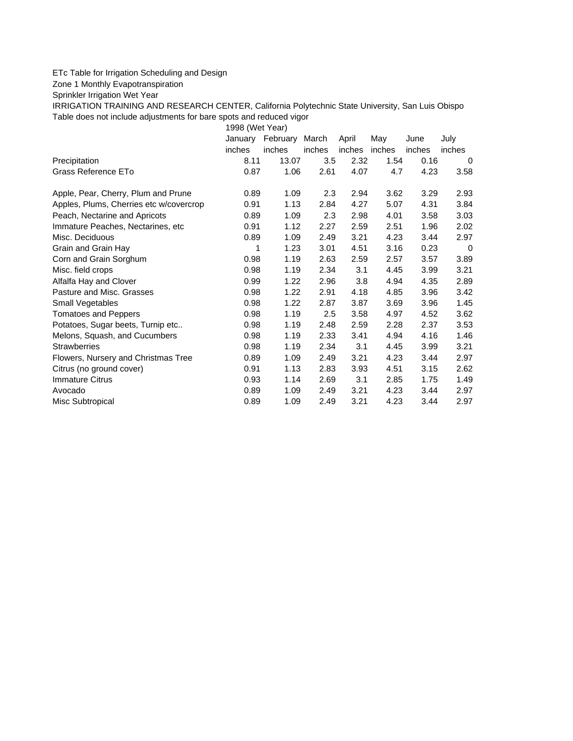ETc Table for Irrigation Scheduling and Design

Zone 1 Monthly Evapotranspiration

Sprinkler Irrigation Wet Year

IRRIGATION TRAINING AND RESEARCH CENTER, California Polytechnic State University, San Luis Obispo

Table does not include adjustments for bare spots and reduced vigor

| | 1998 (Wet Year) | | | | | | |
|---|---|---|---|---|---|---|---|
| | January | February | March | April | May | June | July |
| | inches | inches | inches | inches | inches | inches | inches |
| Precipitation | 8.11 | 13.07 | 3.5 | 2.32 | 1.54 | 0.16 | 0 |
| Grass Reference ETo | 0.87 | 1.06 | 2.61 | 4.07 | 4.7 | 4.23 | 3.58 |
| | | | | | | | |
| Apple, Pear, Cherry, Plum and Prune | 0.89 | 1.09 | 2.3 | 2.94 | 3.62 | 3.29 | 2.93 |
| Apples, Plums, Cherries etc w/covercrop | 0.91 | 1.13 | 2.84 | 4.27 | 5.07 | 4.31 | 3.84 |
| Peach, Nectarine and Apricots | 0.89 | 1.09 | 2.3 | 2.98 | 4.01 | 3.58 | 3.03 |
| Immature Peaches, Nectarines, etc | 0.91 | 1.12 | 2.27 | 2.59 | 2.51 | 1.96 | 2.02 |
| Misc. Deciduous | 0.89 | 1.09 | 2.49 | 3.21 | 4.23 | 3.44 | 2.97 |
| Grain and Grain Hay | 1 | 1.23 | 3.01 | 4.51 | 3.16 | 0.23 | 0 |
| Corn and Grain Sorghum | 0.98 | 1.19 | 2.63 | 2.59 | 2.57 | 3.57 | 3.89 |
| Misc. field crops | 0.98 | 1.19 | 2.34 | 3.1 | 4.45 | 3.99 | 3.21 |
| Alfalfa Hay and Clover | 0.99 | 1.22 | 2.96 | 3.8 | 4.94 | 4.35 | 2.89 |
| Pasture and Misc. Grasses | 0.98 | 1.22 | 2.91 | 4.18 | 4.85 | 3.96 | 3.42 |
| Small Vegetables | 0.98 | 1.22 | 2.87 | 3.87 | 3.69 | 3.96 | 1.45 |
| Tomatoes and Peppers | 0.98 | 1.19 | 2.5 | 3.58 | 4.97 | 4.52 | 3.62 |
| Potatoes, Sugar beets, Turnip etc.. | 0.98 | 1.19 | 2.48 | 2.59 | 2.28 | 2.37 | 3.53 |
| Melons, Squash, and Cucumbers | 0.98 | 1.19 | 2.33 | 3.41 | 4.94 | 4.16 | 1.46 |
| Strawberries | 0.98 | 1.19 | 2.34 | 3.1 | 4.45 | 3.99 | 3.21 |
| Flowers, Nursery and Christmas Tree | 0.89 | 1.09 | 2.49 | 3.21 | 4.23 | 3.44 | 2.97 |
| Citrus (no ground cover) | 0.91 | 1.13 | 2.83 | 3.93 | 4.51 | 3.15 | 2.62 |
| Immature Citrus | 0.93 | 1.14 | 2.69 | 3.1 | 2.85 | 1.75 | 1.49 |
| Avocado | 0.89 | 1.09 | 2.49 | 3.21 | 4.23 | 3.44 | 2.97 |
| Misc Subtropical | 0.89 | 1.09 | 2.49 | 3.21 | 4.23 | 3.44 | 2.97 |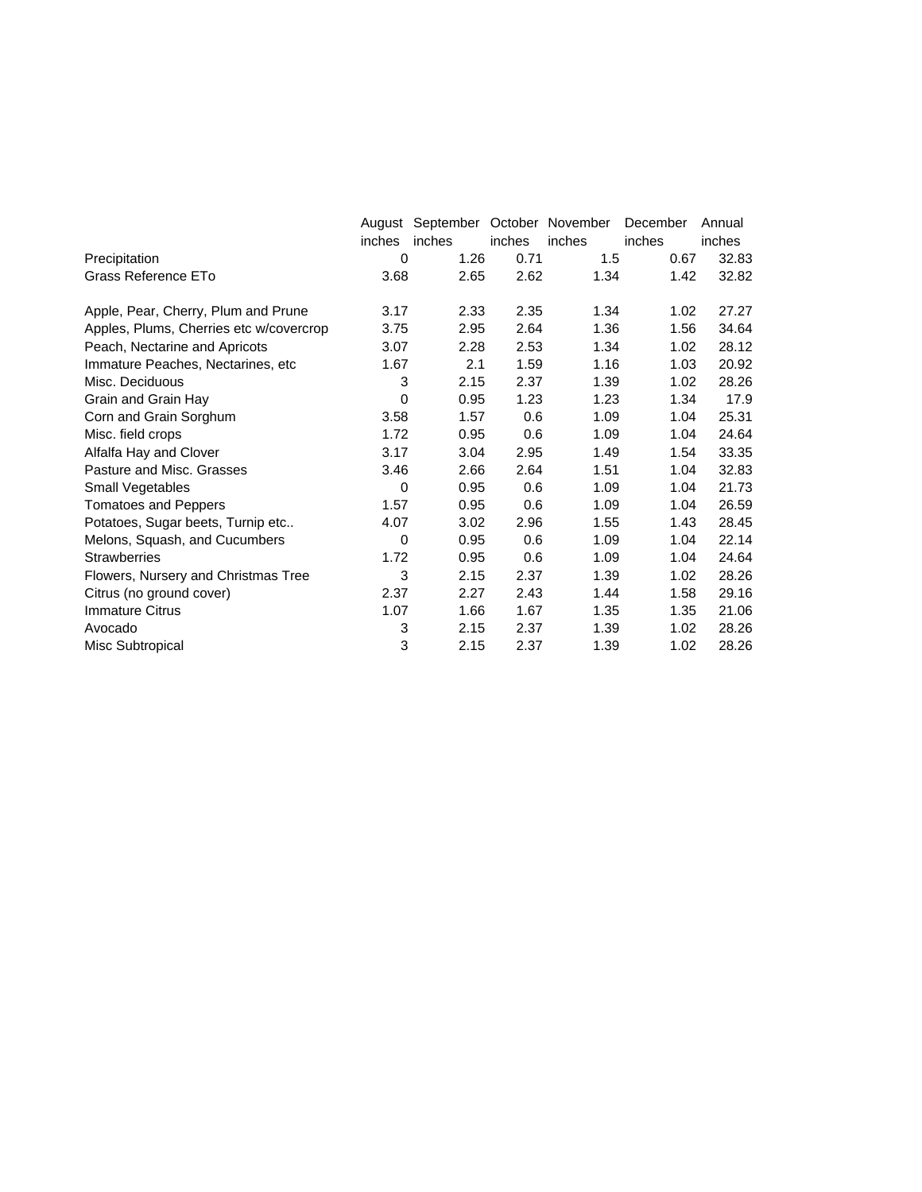| | August inches | September inches | October inches | November inches | December inches | Annual inches |
|---|---|---|---|---|---|---|
| Precipitation | 0 | 1.26 | 0.71 | 1.5 | 0.67 | 32.83 |
| Grass Reference ETo | 3.68 | 2.65 | 2.62 | 1.34 | 1.42 | 32.82 |
| | | | | | | |
| Apple, Pear, Cherry, Plum and Prune | 3.17 | 2.33 | 2.35 | 1.34 | 1.02 | 27.27 |
| Apples, Plums, Cherries etc w/covercrop | 3.75 | 2.95 | 2.64 | 1.36 | 1.56 | 34.64 |
| Peach, Nectarine and Apricots | 3.07 | 2.28 | 2.53 | 1.34 | 1.02 | 28.12 |
| Immature Peaches, Nectarines, etc | 1.67 | 2.1 | 1.59 | 1.16 | 1.03 | 20.92 |
| Misc. Deciduous | 3 | 2.15 | 2.37 | 1.39 | 1.02 | 28.26 |
| Grain and Grain Hay | 0 | 0.95 | 1.23 | 1.23 | 1.34 | 17.9 |
| Corn and Grain Sorghum | 3.58 | 1.57 | 0.6 | 1.09 | 1.04 | 25.31 |
| Misc. field crops | 1.72 | 0.95 | 0.6 | 1.09 | 1.04 | 24.64 |
| Alfalfa Hay and Clover | 3.17 | 3.04 | 2.95 | 1.49 | 1.54 | 33.35 |
| Pasture and Misc. Grasses | 3.46 | 2.66 | 2.64 | 1.51 | 1.04 | 32.83 |
| Small Vegetables | 0 | 0.95 | 0.6 | 1.09 | 1.04 | 21.73 |
| Tomatoes and Peppers | 1.57 | 0.95 | 0.6 | 1.09 | 1.04 | 26.59 |
| Potatoes, Sugar beets, Turnip etc.. | 4.07 | 3.02 | 2.96 | 1.55 | 1.43 | 28.45 |
| Melons, Squash, and Cucumbers | 0 | 0.95 | 0.6 | 1.09 | 1.04 | 22.14 |
| Strawberries | 1.72 | 0.95 | 0.6 | 1.09 | 1.04 | 24.64 |
| Flowers, Nursery and Christmas Tree | 3 | 2.15 | 2.37 | 1.39 | 1.02 | 28.26 |
| Citrus (no ground cover) | 2.37 | 2.27 | 2.43 | 1.44 | 1.58 | 29.16 |
| Immature Citrus | 1.07 | 1.66 | 1.67 | 1.35 | 1.35 | 21.06 |
| Avocado | 3 | 2.15 | 2.37 | 1.39 | 1.02 | 28.26 |
| Misc Subtropical | 3 | 2.15 | 2.37 | 1.39 | 1.02 | 28.26 |